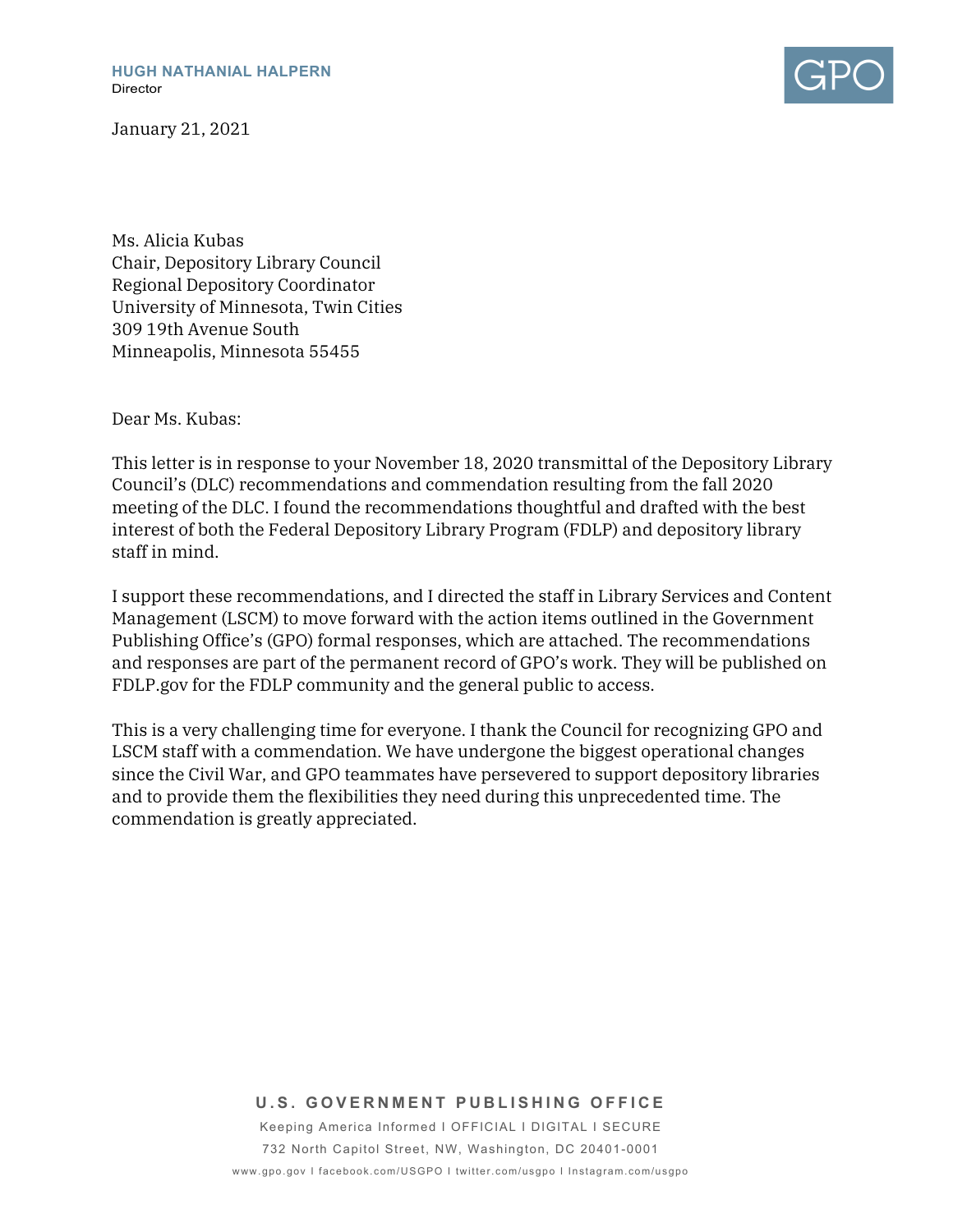**HUGH NATHANIAL HALPERN**
Director

GPO

January 21, 2021

Ms. Alicia Kubas
Chair, Depository Library Council
Regional Depository Coordinator
University of Minnesota, Twin Cities
309 19th Avenue South
Minneapolis, Minnesota 55455

Dear Ms. Kubas:

This letter is in response to your November 18, 2020 transmittal of the Depository Library Council's (DLC) recommendations and commendation resulting from the fall 2020 meeting of the DLC. I found the recommendations thoughtful and drafted with the best interest of both the Federal Depository Library Program (FDLP) and depository library staff in mind.

I support these recommendations, and I directed the staff in Library Services and Content Management (LSCM) to move forward with the action items outlined in the Government Publishing Office's (GPO) formal responses, which are attached. The recommendations and responses are part of the permanent record of GPO's work. They will be published on FDLP.gov for the FDLP community and the general public to access.

This is a very challenging time for everyone. I thank the Council for recognizing GPO and LSCM staff with a commendation. We have undergone the biggest operational changes since the Civil War, and GPO teammates have persevered to support depository libraries and to provide them the flexibilities they need during this unprecedented time. The commendation is greatly appreciated.

**U.S. GOVERNMENT PUBLISHING OFFICE**

Keeping America Informed I OFFICIAL I DIGITAL I SECURE

732 North Capitol Street, NW, Washington, DC 20401-0001

www.gpo.gov I facebook.com/USGPO I twitter.com/usgpo I Instagram.com/usgpo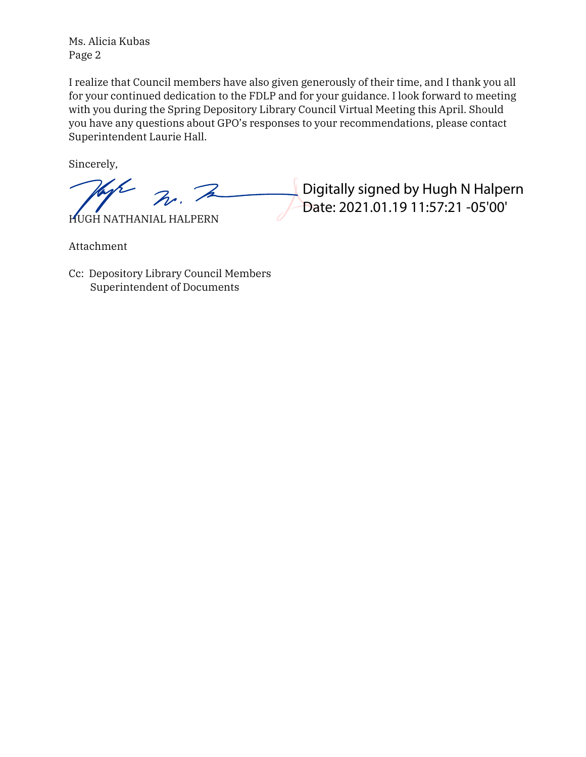Ms. Alicia Kubas
Page 2

I realize that Council members have also given generously of their time, and I thank you all for your continued dedication to the FDLP and for your guidance. I look forward to meeting with you during the Spring Depository Library Council Virtual Meeting this April. Should you have any questions about GPO's responses to your recommendations, please contact Superintendent Laurie Hall.

Sincerely,

Digitally signed by Hugh N Halpern
Date: 2021.01.19 11:57:21 -05'00'

HUGH NATHANIAL HALPERN

Attachment

Cc: Depository Library Council Members
Superintendent of Documents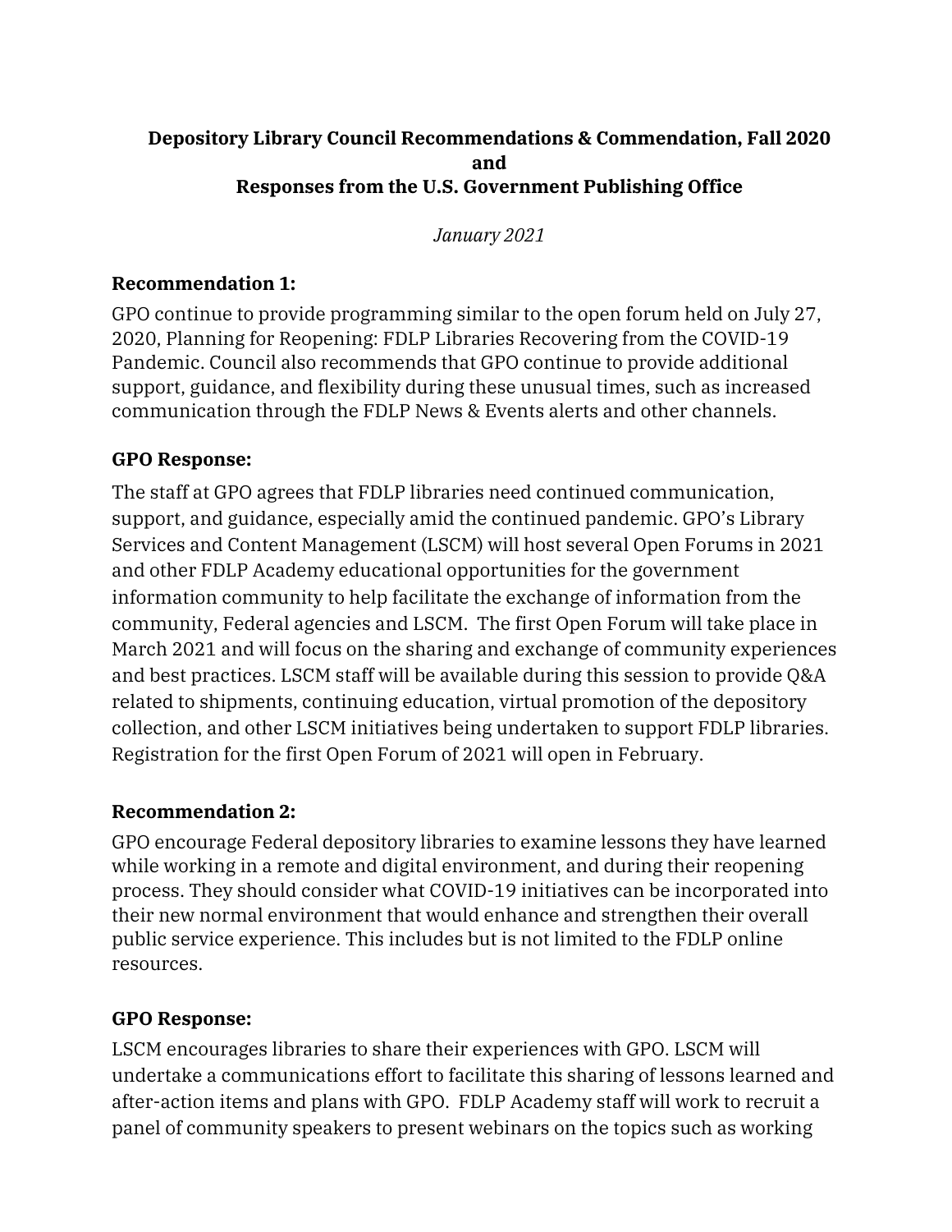**Depository Library Council Recommendations & Commendation, Fall 2020**
**and**
**Responses from the U.S. Government Publishing Office**

*January 2021*

### Recommendation 1:

GPO continue to provide programming similar to the open forum held on July 27, 2020, Planning for Reopening: FDLP Libraries Recovering from the COVID-19 Pandemic. Council also recommends that GPO continue to provide additional support, guidance, and flexibility during these unusual times, such as increased communication through the FDLP News & Events alerts and other channels.

### GPO Response:

The staff at GPO agrees that FDLP libraries need continued communication, support, and guidance, especially amid the continued pandemic. GPO's Library Services and Content Management (LSCM) will host several Open Forums in 2021 and other FDLP Academy educational opportunities for the government information community to help facilitate the exchange of information from the community, Federal agencies and LSCM. The first Open Forum will take place in March 2021 and will focus on the sharing and exchange of community experiences and best practices. LSCM staff will be available during this session to provide Q&A related to shipments, continuing education, virtual promotion of the depository collection, and other LSCM initiatives being undertaken to support FDLP libraries. Registration for the first Open Forum of 2021 will open in February.

### Recommendation 2:

GPO encourage Federal depository libraries to examine lessons they have learned while working in a remote and digital environment, and during their reopening process. They should consider what COVID-19 initiatives can be incorporated into their new normal environment that would enhance and strengthen their overall public service experience. This includes but is not limited to the FDLP online resources.

### GPO Response:

LSCM encourages libraries to share their experiences with GPO. LSCM will undertake a communications effort to facilitate this sharing of lessons learned and after-action items and plans with GPO. FDLP Academy staff will work to recruit a panel of community speakers to present webinars on the topics such as working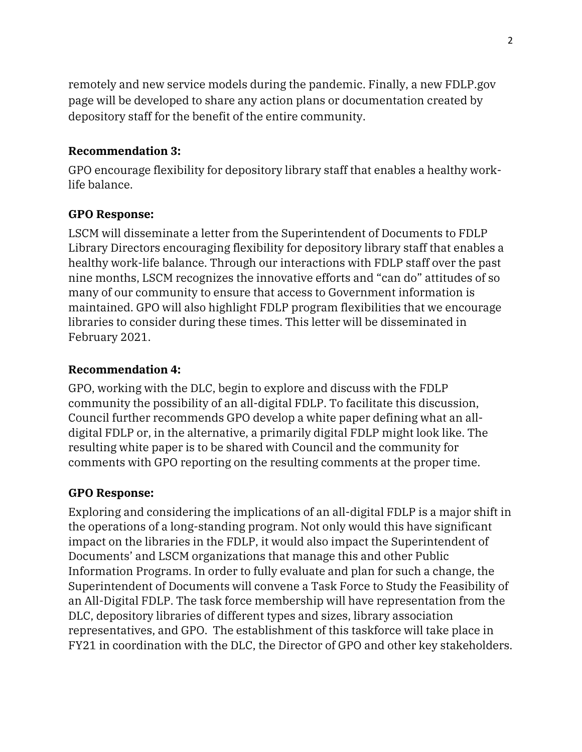remotely and new service models during the pandemic. Finally, a new FDLP.gov page will be developed to share any action plans or documentation created by depository staff for the benefit of the entire community.

**Recommendation 3:**

GPO encourage flexibility for depository library staff that enables a healthy work-life balance.

**GPO Response:**

LSCM will disseminate a letter from the Superintendent of Documents to FDLP Library Directors encouraging flexibility for depository library staff that enables a healthy work-life balance. Through our interactions with FDLP staff over the past nine months, LSCM recognizes the innovative efforts and "can do" attitudes of so many of our community to ensure that access to Government information is maintained. GPO will also highlight FDLP program flexibilities that we encourage libraries to consider during these times. This letter will be disseminated in February 2021.

**Recommendation 4:**

GPO, working with the DLC, begin to explore and discuss with the FDLP community the possibility of an all-digital FDLP. To facilitate this discussion, Council further recommends GPO develop a white paper defining what an all-digital FDLP or, in the alternative, a primarily digital FDLP might look like. The resulting white paper is to be shared with Council and the community for comments with GPO reporting on the resulting comments at the proper time.

**GPO Response:**

Exploring and considering the implications of an all-digital FDLP is a major shift in the operations of a long-standing program. Not only would this have significant impact on the libraries in the FDLP, it would also impact the Superintendent of Documents' and LSCM organizations that manage this and other Public Information Programs. In order to fully evaluate and plan for such a change, the Superintendent of Documents will convene a Task Force to Study the Feasibility of an All-Digital FDLP. The task force membership will have representation from the DLC, depository libraries of different types and sizes, library association representatives, and GPO. The establishment of this taskforce will take place in FY21 in coordination with the DLC, the Director of GPO and other key stakeholders.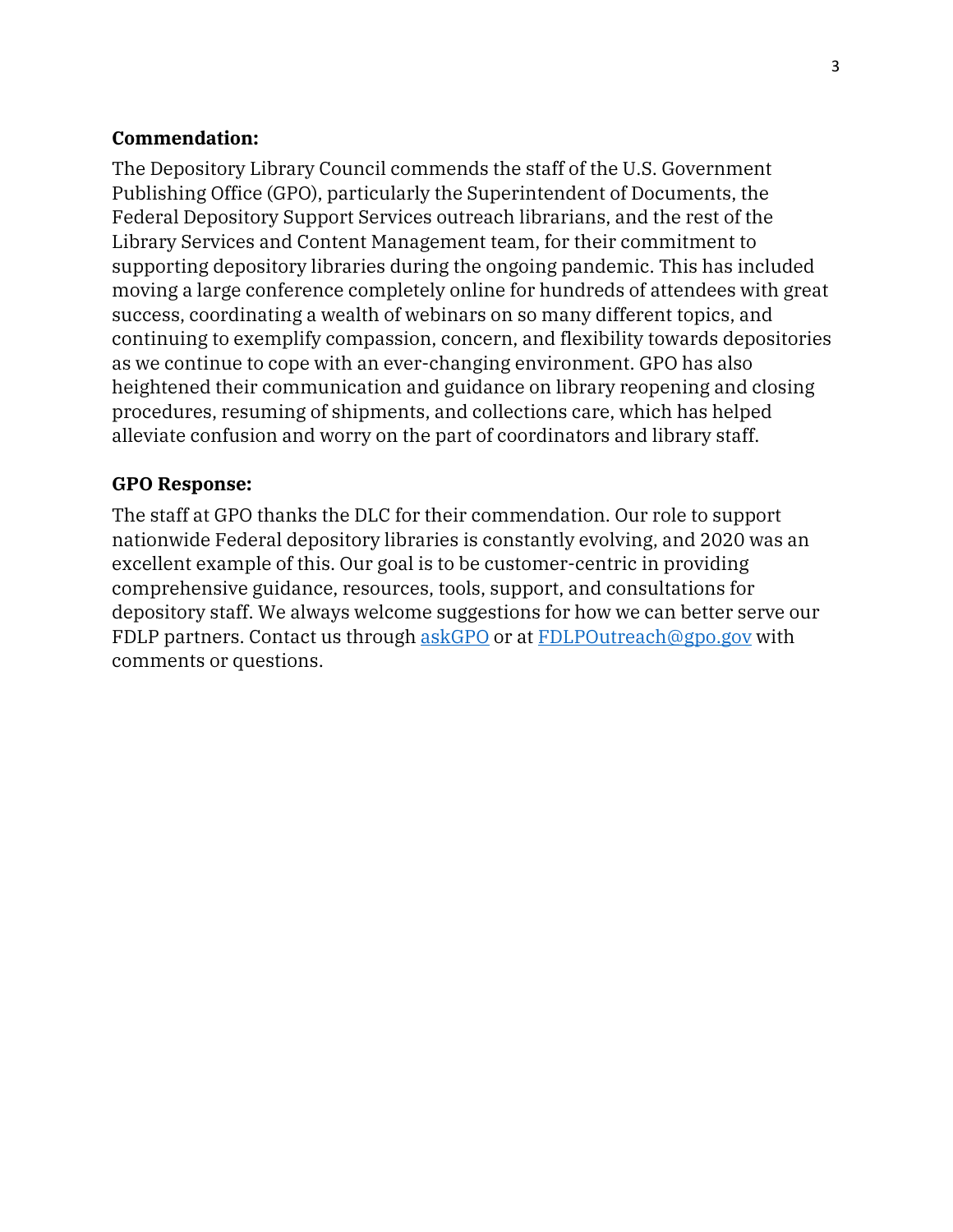**Commendation:**

The Depository Library Council commends the staff of the U.S. Government Publishing Office (GPO), particularly the Superintendent of Documents, the Federal Depository Support Services outreach librarians, and the rest of the Library Services and Content Management team, for their commitment to supporting depository libraries during the ongoing pandemic. This has included moving a large conference completely online for hundreds of attendees with great success, coordinating a wealth of webinars on so many different topics, and continuing to exemplify compassion, concern, and flexibility towards depositories as we continue to cope with an ever-changing environment. GPO has also heightened their communication and guidance on library reopening and closing procedures, resuming of shipments, and collections care, which has helped alleviate confusion and worry on the part of coordinators and library staff.

**GPO Response:**

The staff at GPO thanks the DLC for their commendation. Our role to support nationwide Federal depository libraries is constantly evolving, and 2020 was an excellent example of this. Our goal is to be customer-centric in providing comprehensive guidance, resources, tools, support, and consultations for depository staff. We always welcome suggestions for how we can better serve our FDLP partners. Contact us through askGPO or at FDLPOutreach@gpo.gov with comments or questions.